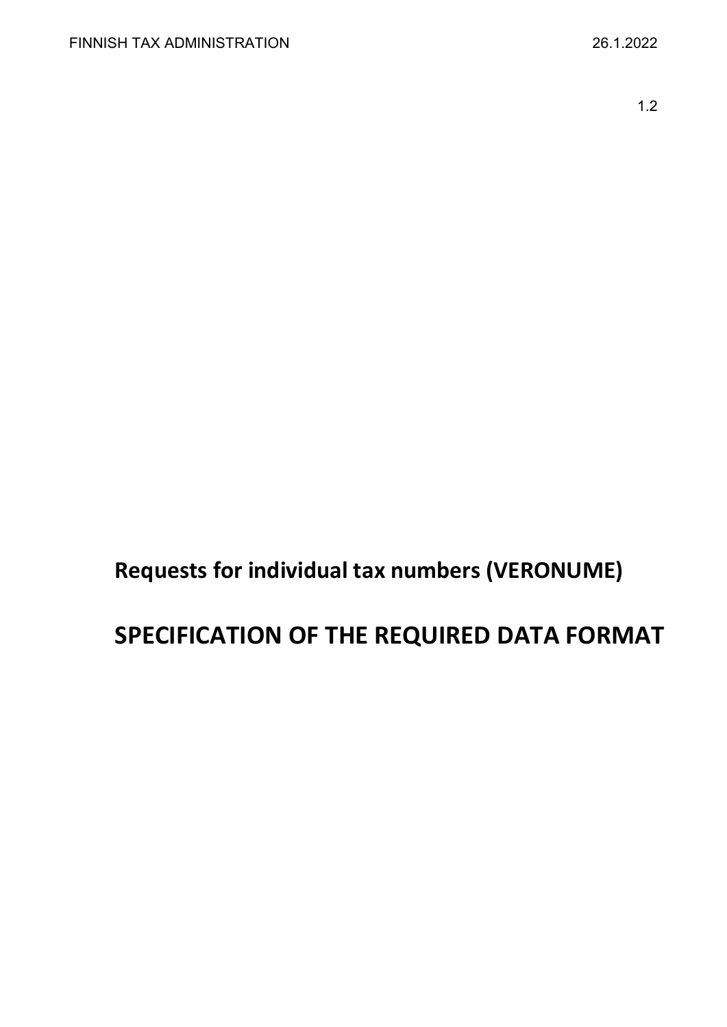FINNISH TAX ADMINISTRATION 26.1.2022

1.2

# Requests for individual tax numbers (VERONUME)

# SPECIFICATION OF THE REQUIRED DATA FORMAT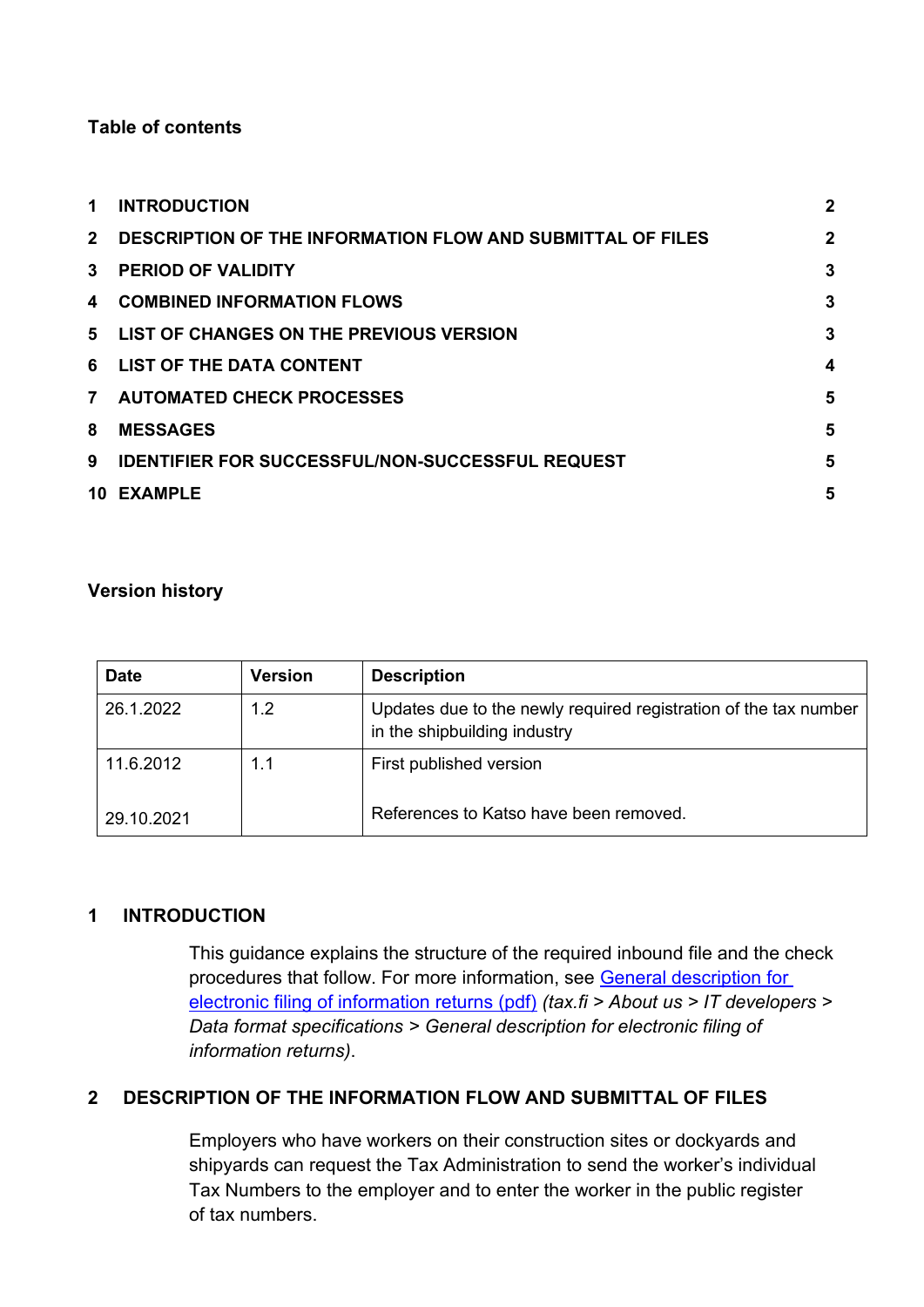**Table of contents**

| | | |
|---|---|---|
| 1 | INTRODUCTION | 2 |
| 2 | DESCRIPTION OF THE INFORMATION FLOW AND SUBMITTAL OF FILES | 2 |
| 3 | PERIOD OF VALIDITY | 3 |
| 4 | COMBINED INFORMATION FLOWS | 3 |
| 5 | LIST OF CHANGES ON THE PREVIOUS VERSION | 3 |
| 6 | LIST OF THE DATA CONTENT | 4 |
| 7 | AUTOMATED CHECK PROCESSES | 5 |
| 8 | MESSAGES | 5 |
| 9 | IDENTIFIER FOR SUCCESSFUL/NON-SUCCESSFUL REQUEST | 5 |
| 10 | EXAMPLE | 5 |

**Version history**

| Date | Version | Description |
|---|---|---|
| 26.1.2022 | 1.2 | Updates due to the newly required registration of the tax number in the shipbuilding industry |
| 11.6.2012<br><br>29.10.2021 | 1.1 | First published version<br><br>References to Katso have been removed. |

## 1 INTRODUCTION

This guidance explains the structure of the required inbound file and the check procedures that follow. For more information, see General description for electronic filing of information returns (pdf) *(tax.fi > About us > IT developers > Data format specifications > General description for electronic filing of information returns)*.

## 2 DESCRIPTION OF THE INFORMATION FLOW AND SUBMITTAL OF FILES

Employers who have workers on their construction sites or dockyards and shipyards can request the Tax Administration to send the worker's individual Tax Numbers to the employer and to enter the worker in the public register of tax numbers.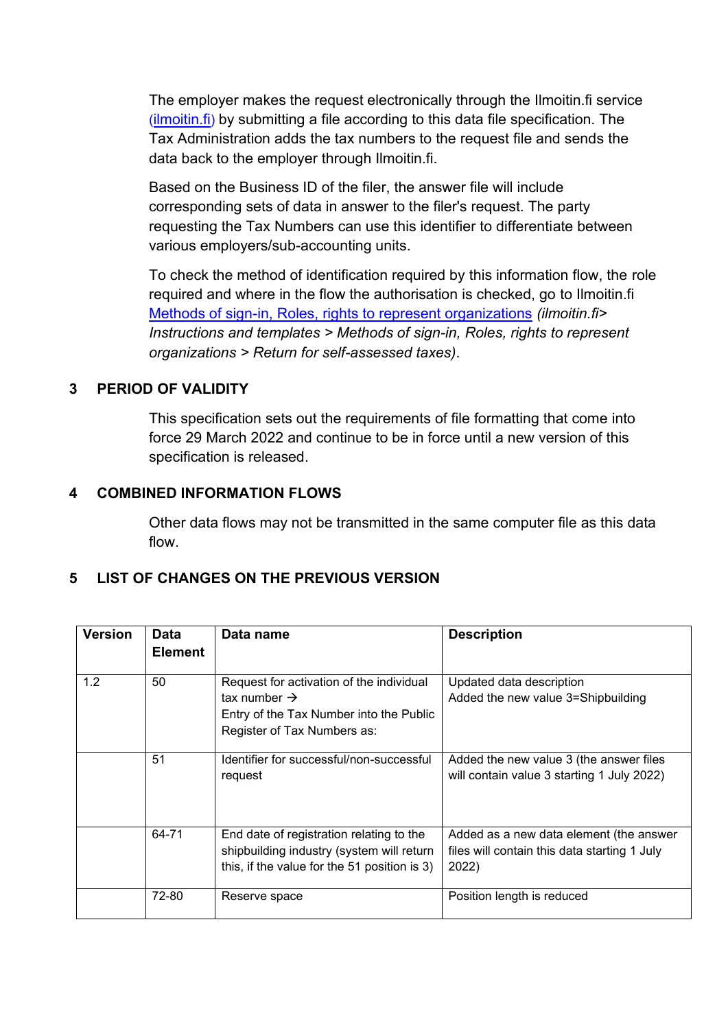The employer makes the request electronically through the Ilmoitin.fi service (ilmoitin.fi) by submitting a file according to this data file specification. The Tax Administration adds the tax numbers to the request file and sends the data back to the employer through Ilmoitin.fi.

Based on the Business ID of the filer, the answer file will include corresponding sets of data in answer to the filer's request. The party requesting the Tax Numbers can use this identifier to differentiate between various employers/sub-accounting units.

To check the method of identification required by this information flow, the role required and where in the flow the authorisation is checked, go to Ilmoitin.fi Methods of sign-in, Roles, rights to represent organizations *(ilmoitin.fi> Instructions and templates > Methods of sign-in, Roles, rights to represent organizations > Return for self-assessed taxes)*.

## 3 PERIOD OF VALIDITY

This specification sets out the requirements of file formatting that come into force 29 March 2022 and continue to be in force until a new version of this specification is released.

## 4 COMBINED INFORMATION FLOWS

Other data flows may not be transmitted in the same computer file as this data flow.

## 5 LIST OF CHANGES ON THE PREVIOUS VERSION

| Version | Data Element | Data name | Description |
|---|---|---|---|
| 1.2 | 50 | Request for activation of the individual tax number → Entry of the Tax Number into the Public Register of Tax Numbers as: | Updated data description Added the new value 3=Shipbuilding |
| | 51 | Identifier for successful/non-successful request | Added the new value 3 (the answer files will contain value 3 starting 1 July 2022) |
| | 64-71 | End date of registration relating to the shipbuilding industry (system will return this, if the value for the 51 position is 3) | Added as a new data element (the answer files will contain this data starting 1 July 2022) |
| | 72-80 | Reserve space | Position length is reduced |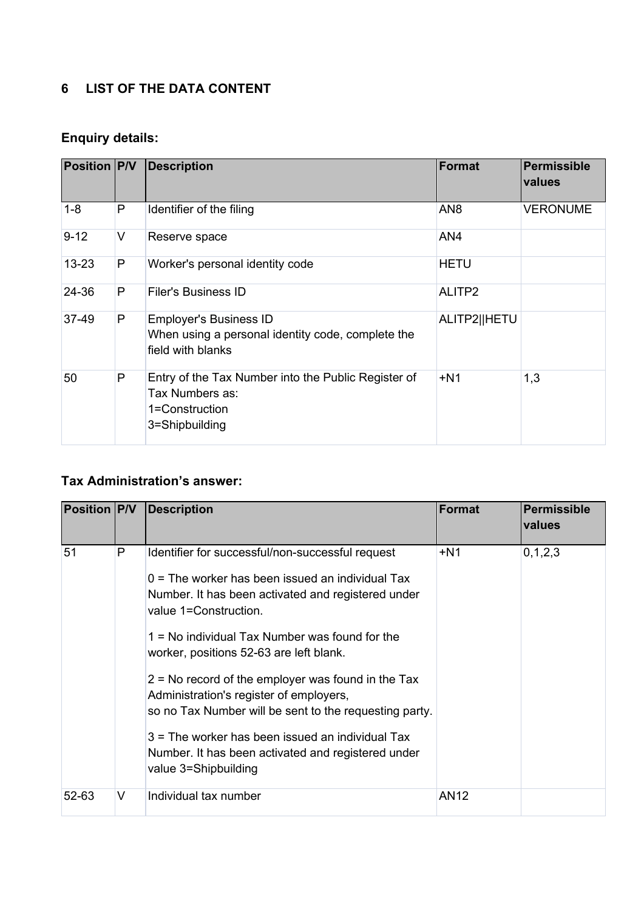# 6 LIST OF THE DATA CONTENT

### Enquiry details:

| Position | P/V | Description | Format | Permissible values |
|---|---|---|---|---|
| 1-8 | P | Identifier of the filing | AN8 | VERONUME |
| 9-12 | V | Reserve space | AN4 | |
| 13-23 | P | Worker's personal identity code | HETU | |
| 24-36 | P | Filer's Business ID | ALITP2 | |
| 37-49 | P | Employer's Business ID<br>When using a personal identity code, complete the field with blanks | ALITP2\|\|HETU | |
| 50 | P | Entry of the Tax Number into the Public Register of Tax Numbers as:<br>1=Construction<br>3=Shipbuilding | +N1 | 1,3 |

### Tax Administration's answer:

| Position | P/V | Description | Format | Permissible values |
|---|---|---|---|---|
| 51 | P | Identifier for successful/non-successful request<br>0 = The worker has been issued an individual Tax Number. It has been activated and registered under value 1=Construction.<br>1 = No individual Tax Number was found for the worker, positions 52-63 are left blank.<br>2 = No record of the employer was found in the Tax Administration's register of employers, so no Tax Number will be sent to the requesting party.<br>3 = The worker has been issued an individual Tax Number. It has been activated and registered under value 3=Shipbuilding | +N1 | 0,1,2,3 |
| 52-63 | V | Individual tax number | AN12 | |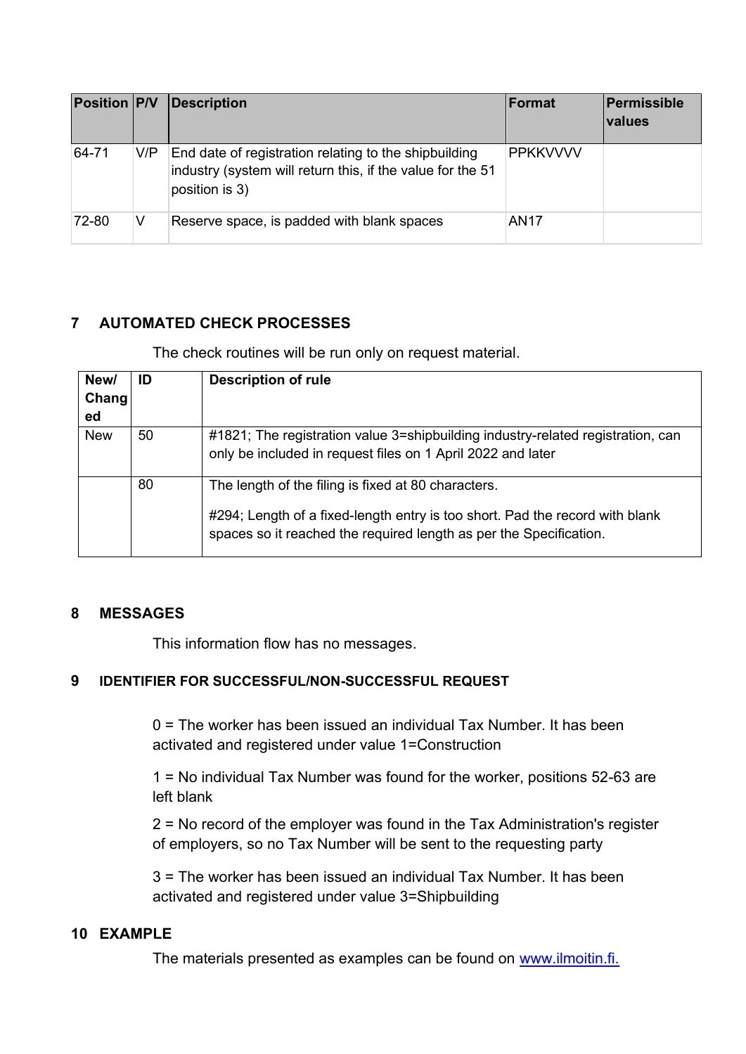| Position | P/V | Description | Format | Permissible values |
|---|---|---|---|---|
| 64-71 | V/P | End date of registration relating to the shipbuilding industry (system will return this, if the value for the 51 position is 3) | PPKKVVVV | |
| 72-80 | V | Reserve space, is padded with blank spaces | AN17 | |

## 7 AUTOMATED CHECK PROCESSES

The check routines will be run only on request material.

| New/ Changed | ID | Description of rule |
|---|---|---|
| New | 50 | #1821; The registration value 3=shipbuilding industry-related registration, can only be included in request files on 1 April 2022 and later |
| | 80 | The length of the filing is fixed at 80 characters.<br><br>#294; Length of a fixed-length entry is too short. Pad the record with blank spaces so it reached the required length as per the Specification. |

## 8 MESSAGES

This information flow has no messages.

## 9 IDENTIFIER FOR SUCCESSFUL/NON-SUCCESSFUL REQUEST

0 = The worker has been issued an individual Tax Number. It has been activated and registered under value 1=Construction

1 = No individual Tax Number was found for the worker, positions 52-63 are left blank

2 = No record of the employer was found in the Tax Administration's register of employers, so no Tax Number will be sent to the requesting party

3 = The worker has been issued an individual Tax Number. It has been activated and registered under value 3=Shipbuilding

## 10 EXAMPLE

The materials presented as examples can be found on [www.ilmoitin.fi.](http://www.ilmoitin.fi)